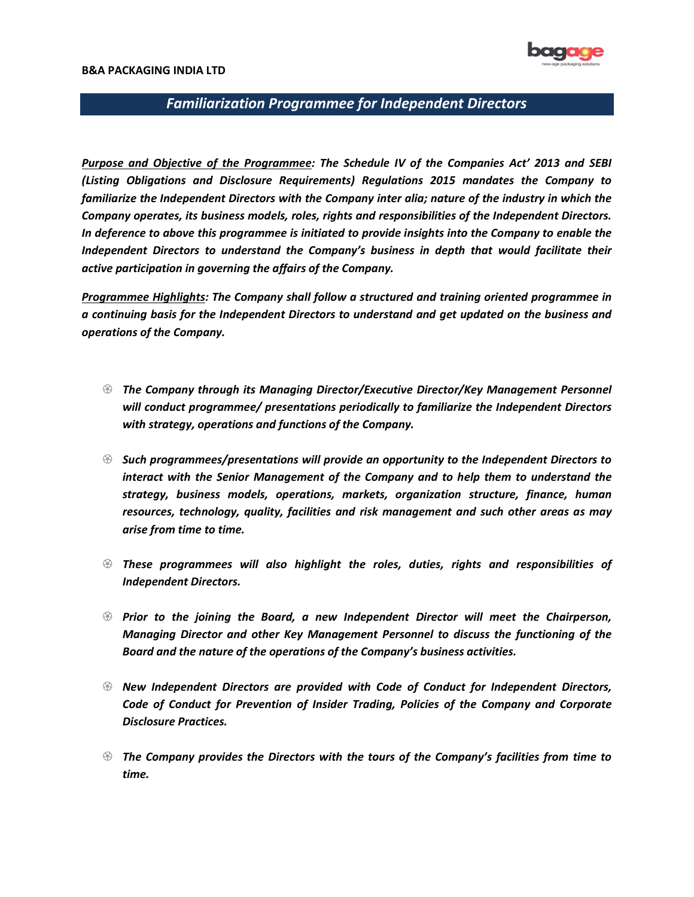**B&A PACKAGING INDIA LTD**

# *Familiarization Programmee for Independent Directors*

***Purpose and Objective of the Programmee**: The Schedule IV of the Companies Act' 2013 and SEBI (Listing Obligations and Disclosure Requirements) Regulations 2015 mandates the Company to familiarize the Independent Directors with the Company inter alia; nature of the industry in which the Company operates, its business models, roles, rights and responsibilities of the Independent Directors. In deference to above this programmee is initiated to provide insights into the Company to enable the Independent Directors to understand the Company's business in depth that would facilitate their active participation in governing the affairs of the Company.*

***Programmee Highlights**: The Company shall follow a structured and training oriented programmee in a continuing basis for the Independent Directors to understand and get updated on the business and operations of the Company.*

- *The Company through its Managing Director/Executive Director/Key Management Personnel will conduct programmee/ presentations periodically to familiarize the Independent Directors with strategy, operations and functions of the Company.*
- *Such programmees/presentations will provide an opportunity to the Independent Directors to interact with the Senior Management of the Company and to help them to understand the strategy, business models, operations, markets, organization structure, finance, human resources, technology, quality, facilities and risk management and such other areas as may arise from time to time.*
- *These programmees will also highlight the roles, duties, rights and responsibilities of Independent Directors.*
- *Prior to the joining the Board, a new Independent Director will meet the Chairperson, Managing Director and other Key Management Personnel to discuss the functioning of the Board and the nature of the operations of the Company's business activities.*
- *New Independent Directors are provided with Code of Conduct for Independent Directors, Code of Conduct for Prevention of Insider Trading, Policies of the Company and Corporate Disclosure Practices.*
- *The Company provides the Directors with the tours of the Company's facilities from time to time.*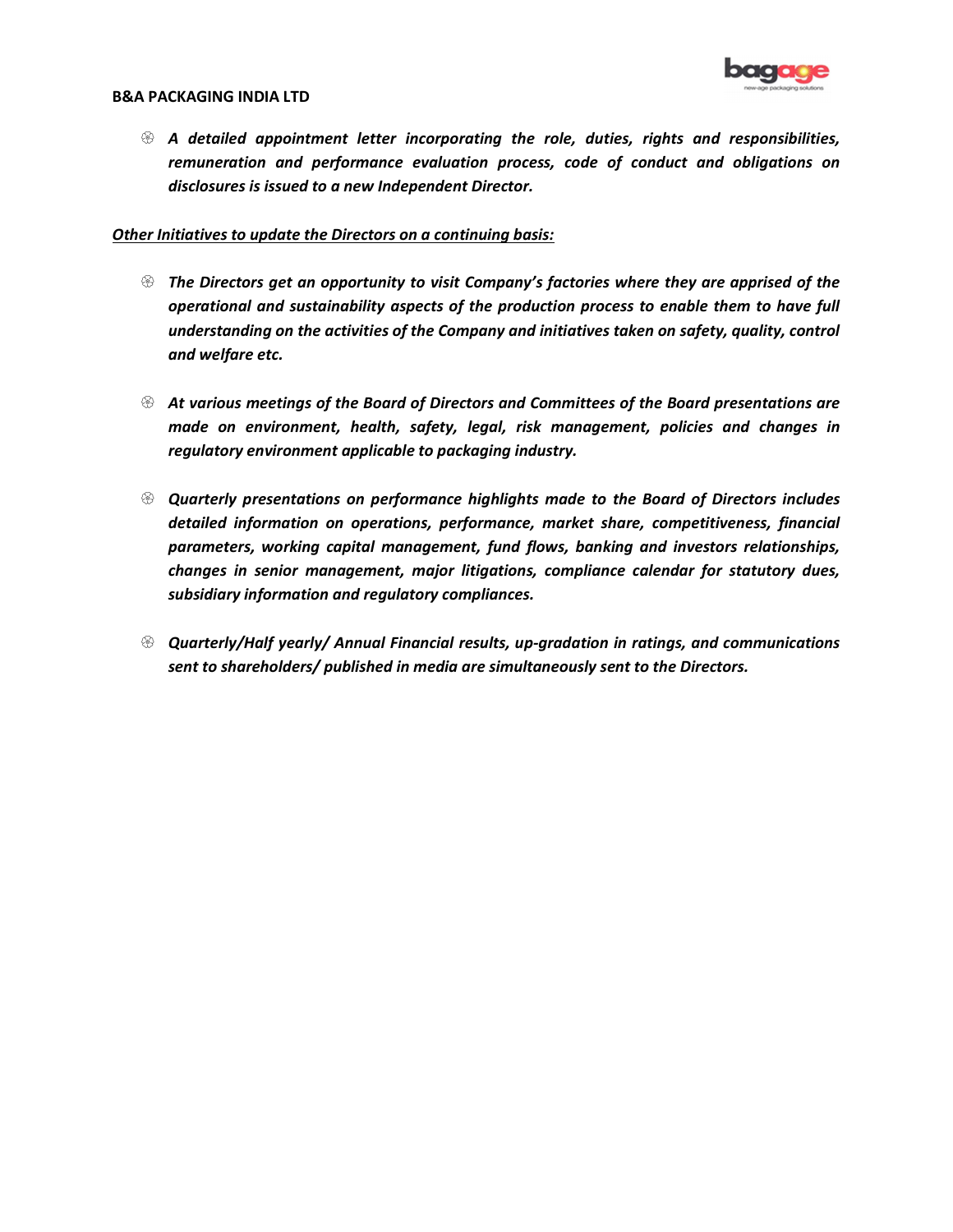- ***A detailed appointment letter incorporating the role, duties, rights and responsibilities, remuneration and performance evaluation process, code of conduct and obligations on disclosures is issued to a new Independent Director.***

***<u>Other Initiatives to update the Directors on a continuing basis:</u>***

- ***The Directors get an opportunity to visit Company's factories where they are apprised of the operational and sustainability aspects of the production process to enable them to have full understanding on the activities of the Company and initiatives taken on safety, quality, control and welfare etc.***

- ***At various meetings of the Board of Directors and Committees of the Board presentations are made on environment, health, safety, legal, risk management, policies and changes in regulatory environment applicable to packaging industry.***

- ***Quarterly presentations on performance highlights made to the Board of Directors includes detailed information on operations, performance, market share, competitiveness, financial parameters, working capital management, fund flows, banking and investors relationships, changes in senior management, major litigations, compliance calendar for statutory dues, subsidiary information and regulatory compliances.***

- ***Quarterly/Half yearly/ Annual Financial results, up-gradation in ratings, and communications sent to shareholders/ published in media are simultaneously sent to the Directors.***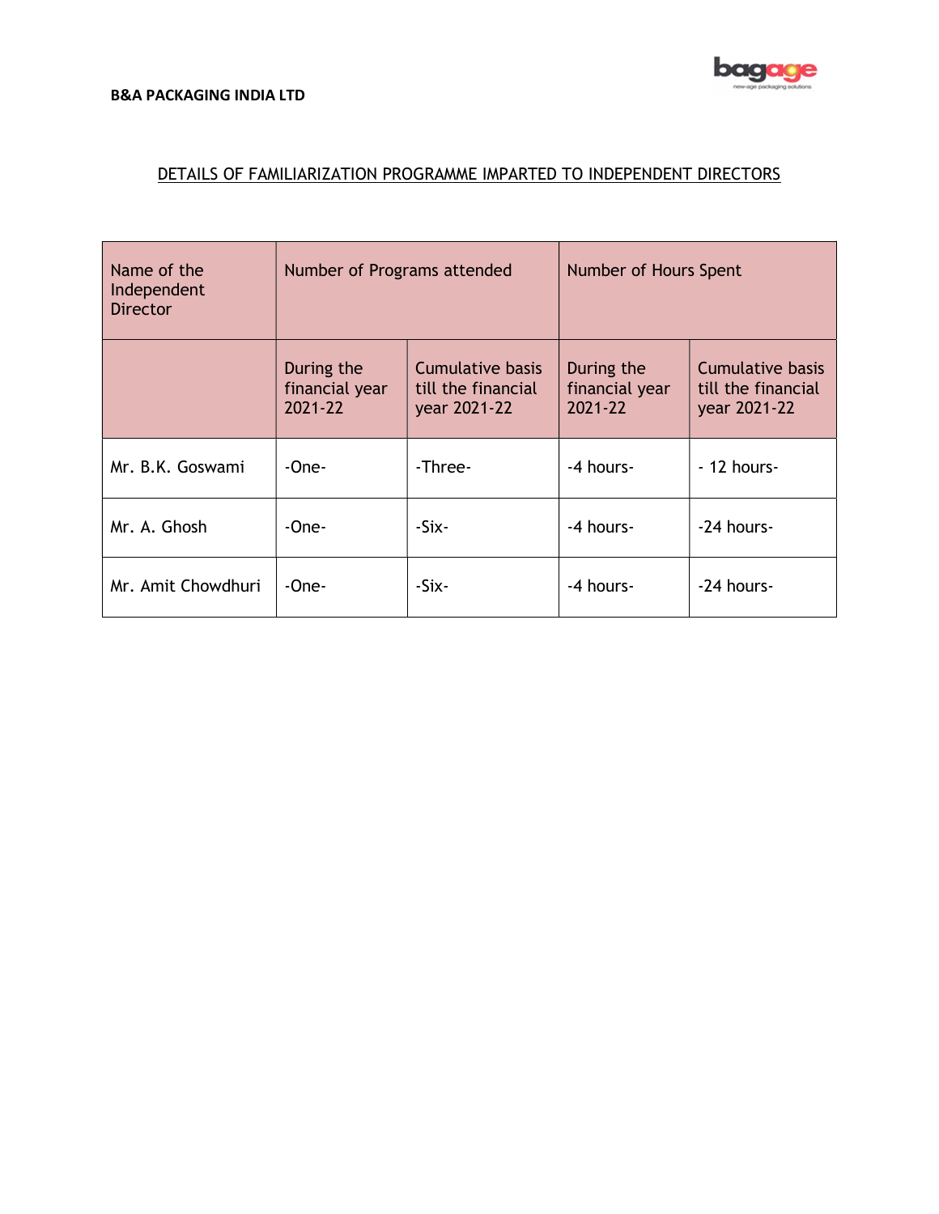**B&A PACKAGING INDIA LTD**

## DETAILS OF FAMILIARIZATION PROGRAMME IMPARTED TO INDEPENDENT DIRECTORS

| Name of the Independent Director | Number of Programs attended | | Number of Hours Spent | |
|---|---|---|---|---|
| | During the financial year 2021-22 | Cumulative basis till the financial year 2021-22 | During the financial year 2021-22 | Cumulative basis till the financial year 2021-22 |
| Mr. B.K. Goswami | -One- | -Three- | -4 hours- | - 12 hours- |
| Mr. A. Ghosh | -One- | -Six- | -4 hours- | -24 hours- |
| Mr. Amit Chowdhuri | -One- | -Six- | -4 hours- | -24 hours- |